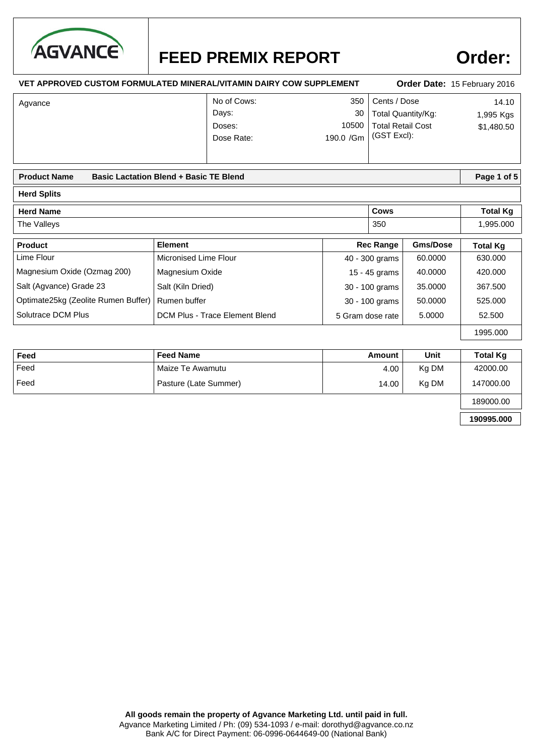AGVANCE

# FEED PREMIX REPORT

**Order:**

**VET APPROVED CUSTOM FORMULATED MINERAL/VITAMIN DAIRY COW SUPPLEMENT**

**Order Date:** 15 February 2016

| Agvance | | | | |
|---|---|---|---|---|
| | No of Cows: | 350 | Cents / Dose | 14.10 |
| | Days: | 30 | Total Quantity/Kg: | 1,995 Kgs |
| | Doses: | 10500 | Total Retail Cost (GST Excl): | $1,480.50 |
| | Dose Rate: | 190.0 /Gm | | |

**Product Name** **Basic Lactation Blend + Basic TE Blend**

**Herd Splits**

| **Herd Name** | **Cows** | **Total Kg** |
|---|---|---|
| The Valleys | 350 | 1,995.000 |

| **Product** | **Element** | **Rec Range** | **Gms/Dose** | **Total Kg** |
|---|---|---|---|---|
| Lime Flour | Micronised Lime Flour | 40 - 300 grams | 60.0000 | 630.000 |
| Magnesium Oxide (Ozmag 200) | Magnesium Oxide | 15 - 45 grams | 40.0000 | 420.000 |
| Salt (Agvance) Grade 23 | Salt (Kiln Dried) | 30 - 100 grams | 35.0000 | 367.500 |
| Optimate25kg (Zeolite Rumen Buffer) | Rumen buffer | 30 - 100 grams | 50.0000 | 525.000 |
| Solutrace DCM Plus | DCM Plus - Trace Element Blend | 5 Gram dose rate | 5.0000 | 52.500 |
| | | | | 1995.000 |

| **Feed** | **Feed Name** | **Amount** | **Unit** | **Total Kg** |
|---|---|---|---|---|
| Feed | Maize Te Awamutu | 4.00 | Kg DM | 42000.00 |
| Feed | Pasture (Late Summer) | 14.00 | Kg DM | 147000.00 |
| | | | | 189000.00 |
| | | | | **190995.000** |

**All goods remain the property of Agvance Marketing Ltd. until paid in full.**
Agvance Marketing Limited / Ph: (09) 534-1093 / e-mail: dorothyd@agvance.co.nz
Bank A/C for Direct Payment: 06-0996-0644649-00 (National Bank)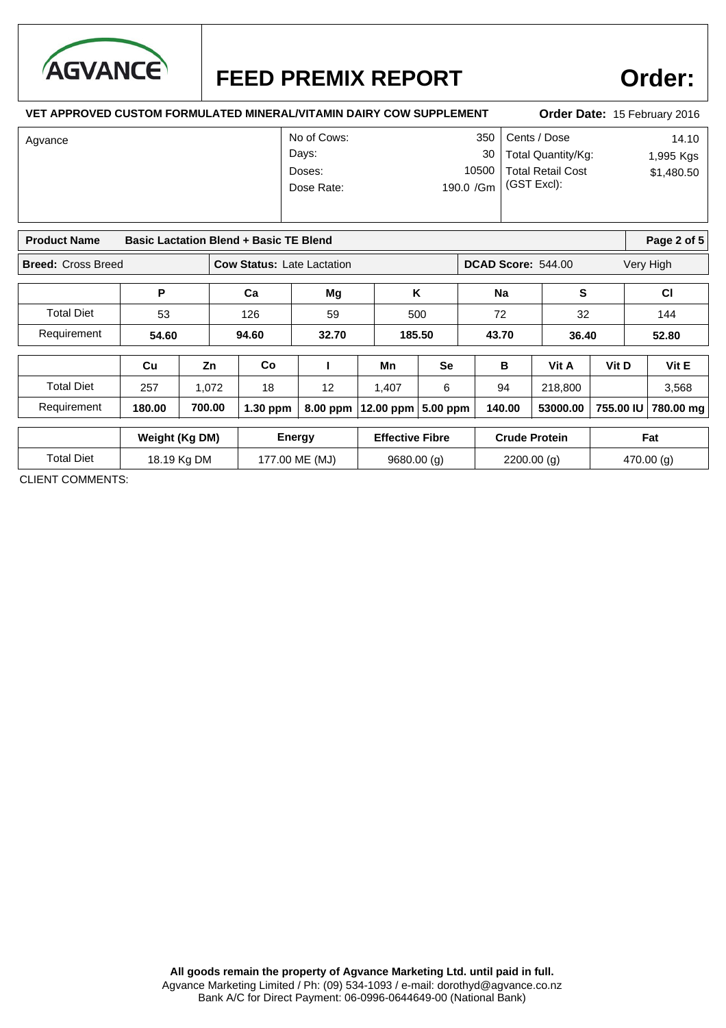AGVANCE

# FEED PREMIX REPORT

**Order:**

**VET APPROVED CUSTOM FORMULATED MINERAL/VITAMIN DAIRY COW SUPPLEMENT**

**Order Date:** 15 February 2016

| Agvance | | | |
|---|---|---|---|
| No of Cows: | 350 | Cents / Dose | 14.10 |
| Days: | 30 | Total Quantity/Kg: | 1,995 Kgs |
| Doses: | 10500 | Total Retail Cost (GST Excl): | $1,480.50 |
| Dose Rate: | 190.0 /Gm | | |

**Product Name** **Basic Lactation Blend + Basic TE Blend**

**Breed:** Cross Breed | **Cow Status:** Late Lactation | **DCAD Score:** 544.00 Very High

| | P | Ca | Mg | K | Na | S | Cl |
|---|---|---|---|---|---|---|---|
| Total Diet | 53 | 126 | 59 | 500 | 72 | 32 | 144 |
| Requirement | **54.60** | **94.60** | **32.70** | **185.50** | **43.70** | **36.40** | **52.80** |

| | Cu | Zn | Co | I | Mn | Se | B | Vit A | Vit D | Vit E |
|---|---|---|---|---|---|---|---|---|---|---|
| Total Diet | 257 | 1,072 | 18 | 12 | 1,407 | 6 | 94 | 218,800 | | 3,568 |
| Requirement | **180.00** | **700.00** | **1.30 ppm** | **8.00 ppm** | **12.00 ppm** | **5.00 ppm** | **140.00** | **53000.00** | **755.00 IU** | **780.00 mg** |

| | Weight (Kg DM) | Energy | Effective Fibre | Crude Protein | Fat |
|---|---|---|---|---|---|
| Total Diet | 18.19 Kg DM | 177.00 ME (MJ) | 9680.00 (g) | 2200.00 (g) | 470.00 (g) |

CLIENT COMMENTS:

**All goods remain the property of Agvance Marketing Ltd. until paid in full.**
Agvance Marketing Limited / Ph: (09) 534-1093 / e-mail: dorothyd@agvance.co.nz
Bank A/C for Direct Payment: 06-0996-0644649-00 (National Bank)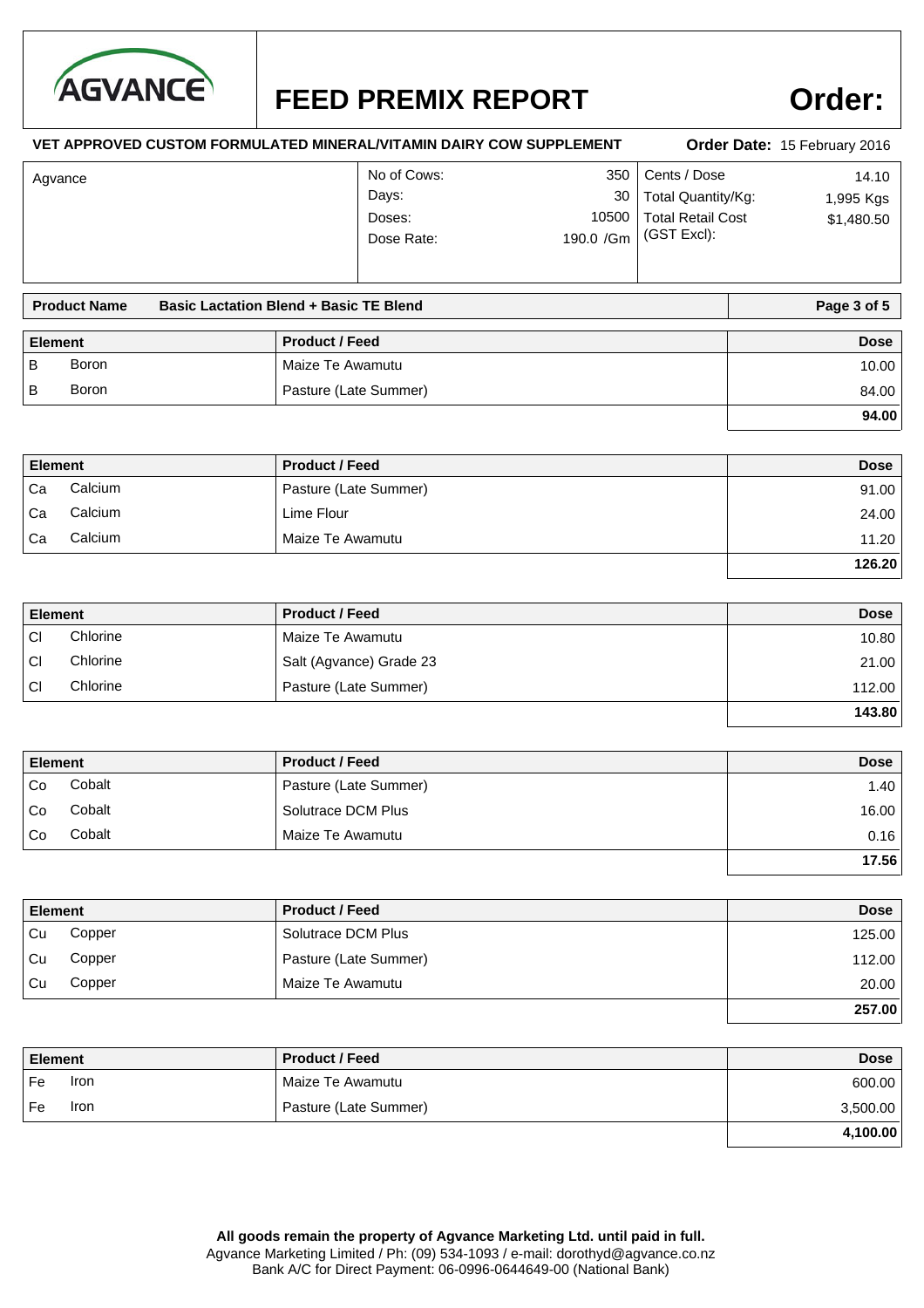# AGVANCE

# FEED PREMIX REPORT

**Order:**

**VET APPROVED CUSTOM FORMULATED MINERAL/VITAMIN DAIRY COW SUPPLEMENT**

**Order Date:** 15 February 2016

| Agvance | | | | |
|---|---|---|---|---|
| | No of Cows: | 350 | Cents / Dose | 14.10 |
| | Days: | 30 | Total Quantity/Kg: | 1,995 Kgs |
| | Doses: | 10500 | Total Retail Cost (GST Excl): | $1,480.50 |
| | Dose Rate: | 190.0 /Gm | | |

**Product Name** **Basic Lactation Blend + Basic TE Blend**

| Element | | Product / Feed | Dose |
|---|---|---|---|
| B | Boron | Maize Te Awamutu | 10.00 |
| B | Boron | Pasture (Late Summer) | 84.00 |
| | | | **94.00** |

| Element | | Product / Feed | Dose |
|---|---|---|---|
| Ca | Calcium | Pasture (Late Summer) | 91.00 |
| Ca | Calcium | Lime Flour | 24.00 |
| Ca | Calcium | Maize Te Awamutu | 11.20 |
| | | | **126.20** |

| Element | | Product / Feed | Dose |
|---|---|---|---|
| Cl | Chlorine | Maize Te Awamutu | 10.80 |
| Cl | Chlorine | Salt (Agvance) Grade 23 | 21.00 |
| Cl | Chlorine | Pasture (Late Summer) | 112.00 |
| | | | **143.80** |

| Element | | Product / Feed | Dose |
|---|---|---|---|
| Co | Cobalt | Pasture (Late Summer) | 1.40 |
| Co | Cobalt | Solutrace DCM Plus | 16.00 |
| Co | Cobalt | Maize Te Awamutu | 0.16 |
| | | | **17.56** |

| Element | | Product / Feed | Dose |
|---|---|---|---|
| Cu | Copper | Solutrace DCM Plus | 125.00 |
| Cu | Copper | Pasture (Late Summer) | 112.00 |
| Cu | Copper | Maize Te Awamutu | 20.00 |
| | | | **257.00** |

| Element | | Product / Feed | Dose |
|---|---|---|---|
| Fe | Iron | Maize Te Awamutu | 600.00 |
| Fe | Iron | Pasture (Late Summer) | 3,500.00 |
| | | | **4,100.00** |

**All goods remain the property of Agvance Marketing Ltd. until paid in full.**
Agvance Marketing Limited / Ph: (09) 534-1093 / e-mail: dorothyd@agvance.co.nz
Bank A/C for Direct Payment: 06-0996-0644649-00 (National Bank)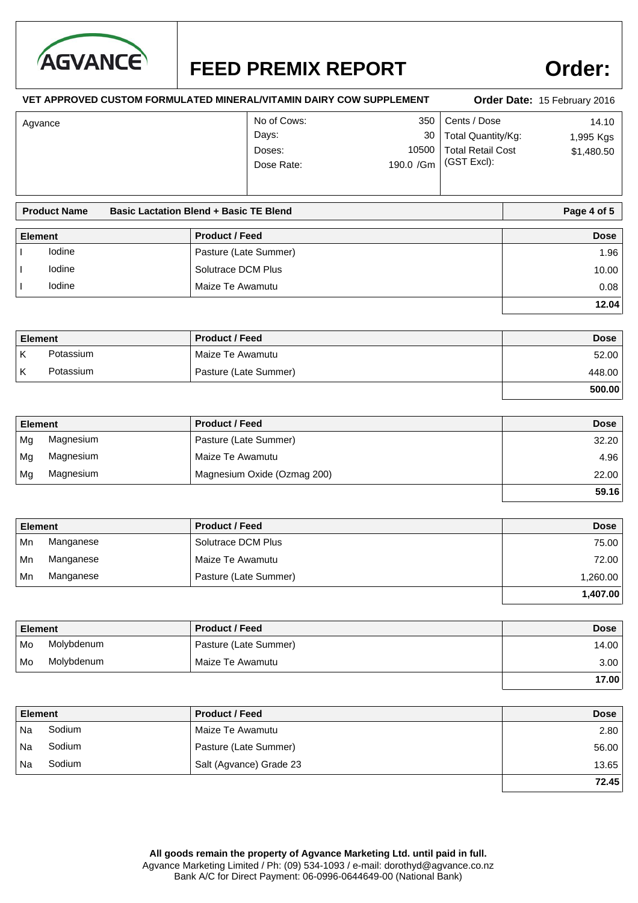# AGVANCE

# FEED PREMIX REPORT

# Order:

**VET APPROVED CUSTOM FORMULATED MINERAL/VITAMIN DAIRY COW SUPPLEMENT** **Order Date:** 15 February 2016

| Agvance | | | | |
|---|---|---|---|---|
| | No of Cows: | 350 | Cents / Dose | 14.10 |
| | Days: | 30 | Total Quantity/Kg: | 1,995 Kgs |
| | Doses: | 10500 | Total Retail Cost (GST Excl): | $1,480.50 |
| | Dose Rate: | 190.0 /Gm | | |

**Product Name** **Basic Lactation Blend + Basic TE Blend**

| Element | | Product / Feed | Dose |
|---|---|---|---|
| I | Iodine | Pasture (Late Summer) | 1.96 |
| I | Iodine | Solutrace DCM Plus | 10.00 |
| I | Iodine | Maize Te Awamutu | 0.08 |
| | | | **12.04** |

| Element | | Product / Feed | Dose |
|---|---|---|---|
| K | Potassium | Maize Te Awamutu | 52.00 |
| K | Potassium | Pasture (Late Summer) | 448.00 |
| | | | **500.00** |

| Element | | Product / Feed | Dose |
|---|---|---|---|
| Mg | Magnesium | Pasture (Late Summer) | 32.20 |
| Mg | Magnesium | Maize Te Awamutu | 4.96 |
| Mg | Magnesium | Magnesium Oxide (Ozmag 200) | 22.00 |
| | | | **59.16** |

| Element | | Product / Feed | Dose |
|---|---|---|---|
| Mn | Manganese | Solutrace DCM Plus | 75.00 |
| Mn | Manganese | Maize Te Awamutu | 72.00 |
| Mn | Manganese | Pasture (Late Summer) | 1,260.00 |
| | | | **1,407.00** |

| Element | | Product / Feed | Dose |
|---|---|---|---|
| Mo | Molybdenum | Pasture (Late Summer) | 14.00 |
| Mo | Molybdenum | Maize Te Awamutu | 3.00 |
| | | | **17.00** |

| Element | | Product / Feed | Dose |
|---|---|---|---|
| Na | Sodium | Maize Te Awamutu | 2.80 |
| Na | Sodium | Pasture (Late Summer) | 56.00 |
| Na | Sodium | Salt (Agvance) Grade 23 | 13.65 |
| | | | **72.45** |

**All goods remain the property of Agvance Marketing Ltd. until paid in full.**
Agvance Marketing Limited / Ph: (09) 534-1093 / e-mail: dorothyd@agvance.co.nz
Bank A/C for Direct Payment: 06-0996-0644649-00 (National Bank)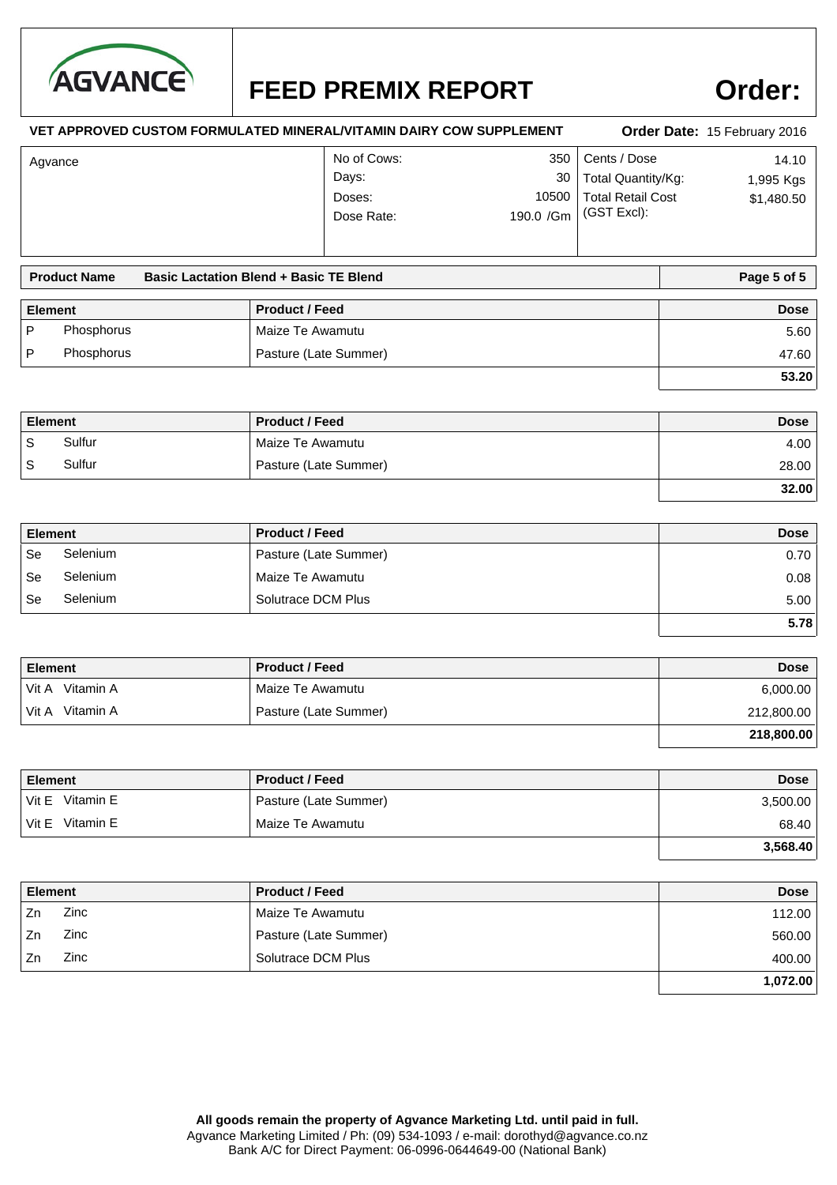# FEED PREMIX REPORT

**Order:**

**VET APPROVED CUSTOM FORMULATED MINERAL/VITAMIN DAIRY COW SUPPLEMENT**

**Order Date:** 15 February 2016

| | | | | |
|---|---|---|---|---|
| Agvance | No of Cows: | 350 | Cents / Dose | 14.10 |
| | Days: | 30 | Total Quantity/Kg: | 1,995 Kgs |
| | Doses: | 10500 | Total Retail Cost (GST Excl): | $1,480.50 |
| | Dose Rate: | 190.0 /Gm | | |

**Product Name** **Basic Lactation Blend + Basic TE Blend**

| Element | | Product / Feed | Dose |
|---|---|---|---|
| P | Phosphorus | Maize Te Awamutu | 5.60 |
| P | Phosphorus | Pasture (Late Summer) | 47.60 |
| | | | **53.20** |

| Element | | Product / Feed | Dose |
|---|---|---|---|
| S | Sulfur | Maize Te Awamutu | 4.00 |
| S | Sulfur | Pasture (Late Summer) | 28.00 |
| | | | **32.00** |

| Element | | Product / Feed | Dose |
|---|---|---|---|
| Se | Selenium | Pasture (Late Summer) | 0.70 |
| Se | Selenium | Maize Te Awamutu | 0.08 |
| Se | Selenium | Solutrace DCM Plus | 5.00 |
| | | | **5.78** |

| Element | | Product / Feed | Dose |
|---|---|---|---|
| Vit A | Vitamin A | Maize Te Awamutu | 6,000.00 |
| Vit A | Vitamin A | Pasture (Late Summer) | 212,800.00 |
| | | | **218,800.00** |

| Element | | Product / Feed | Dose |
|---|---|---|---|
| Vit E | Vitamin E | Pasture (Late Summer) | 3,500.00 |
| Vit E | Vitamin E | Maize Te Awamutu | 68.40 |
| | | | **3,568.40** |

| Element | | Product / Feed | Dose |
|---|---|---|---|
| Zn | Zinc | Maize Te Awamutu | 112.00 |
| Zn | Zinc | Pasture (Late Summer) | 560.00 |
| Zn | Zinc | Solutrace DCM Plus | 400.00 |
| | | | **1,072.00** |

**All goods remain the property of Agvance Marketing Ltd. until paid in full.**
Agvance Marketing Limited / Ph: (09) 534-1093 / e-mail: dorothyd@agvance.co.nz
Bank A/C for Direct Payment: 06-0996-0644649-00 (National Bank)